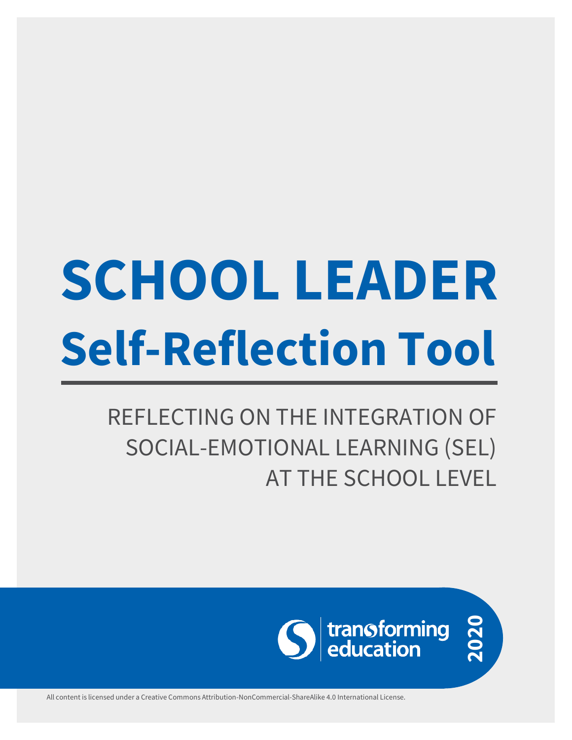# SCHOOL LEADER Self-Reflection Tool

REFLECTING ON THE INTEGRATION OF SOCIAL-EMOTIONAL LEARNING (SEL) AT THE SCHOOL LEVEL

transforming education

2020

All content is licensed under a Creative Commons Attribution-NonCommercial-ShareAlike 4.0 International License.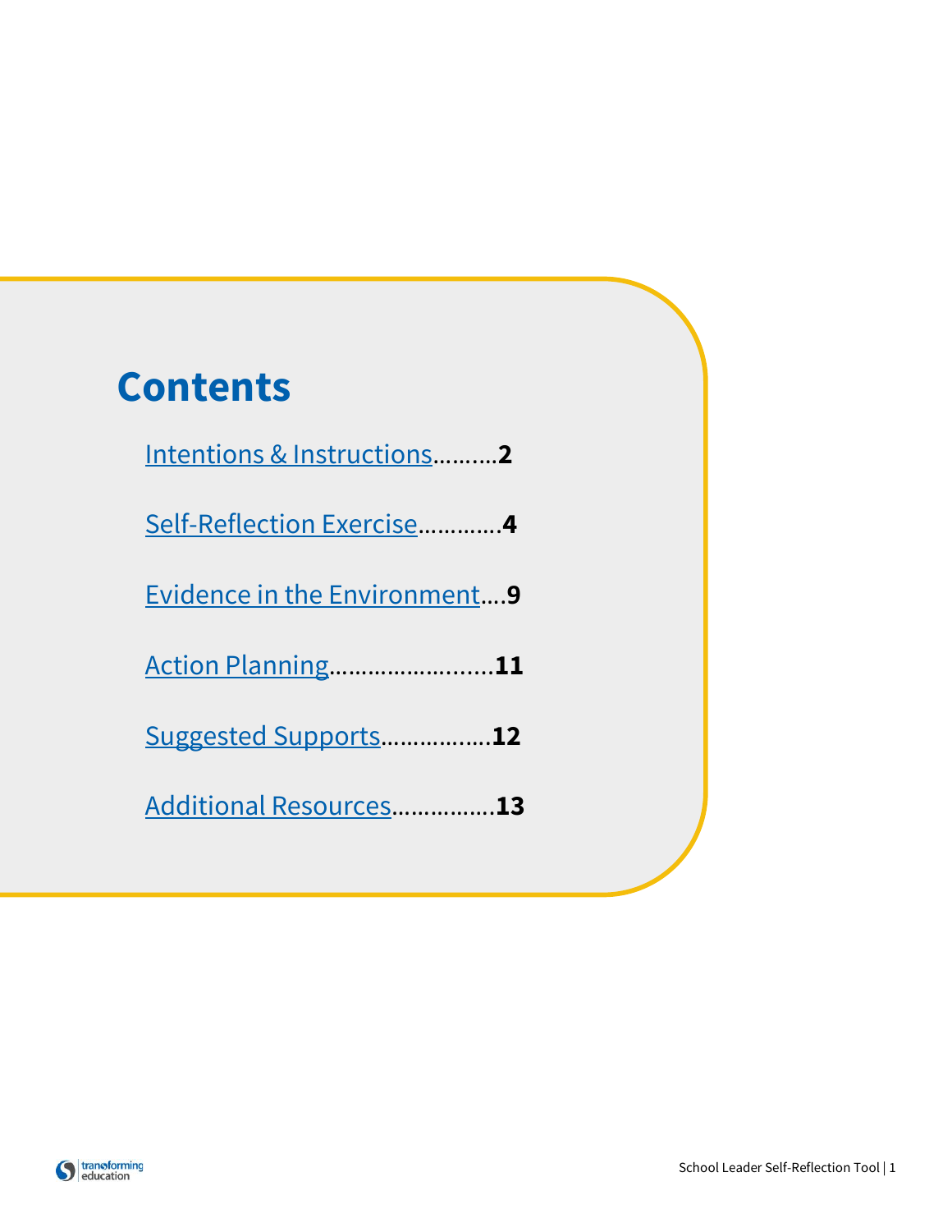# Contents

[Intentions & Instructions](#)..........**2**

[Self-Reflection Exercise](#)............**4**

[Evidence in the Environment](#)....**9**

[Action Planning](#)........................**11**

[Suggested Supports](#)................**12**

[Additional Resources](#)...............**13**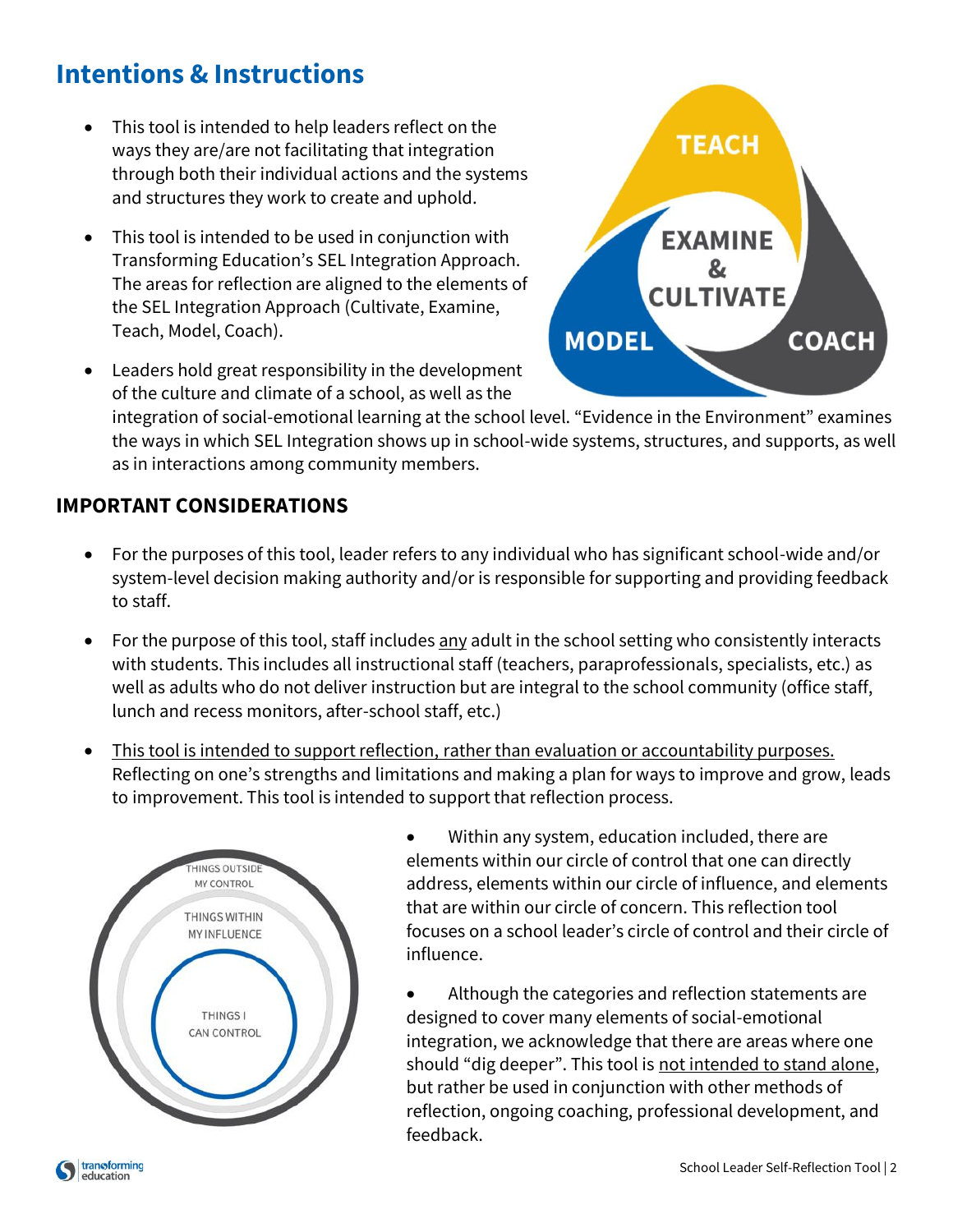## Intentions & Instructions

- This tool is intended to help leaders reflect on the ways they are/are not facilitating that integration through both their individual actions and the systems and structures they work to create and uphold.
- This tool is intended to be used in conjunction with Transforming Education's SEL Integration Approach. The areas for reflection are aligned to the elements of the SEL Integration Approach (Cultivate, Examine, Teach, Model, Coach).
- Leaders hold great responsibility in the development of the culture and climate of a school, as well as the integration of social-emotional learning at the school level. "Evidence in the Environment" examines the ways in which SEL Integration shows up in school-wide systems, structures, and supports, as well as in interactions among community members.

### IMPORTANT CONSIDERATIONS

- For the purposes of this tool, leader refers to any individual who has significant school-wide and/or system-level decision making authority and/or is responsible for supporting and providing feedback to staff.
- For the purpose of this tool, staff includes <u>any</u> adult in the school setting who consistently interacts with students. This includes all instructional staff (teachers, paraprofessionals, specialists, etc.) as well as adults who do not deliver instruction but are integral to the school community (office staff, lunch and recess monitors, after-school staff, etc.)
- <u>This tool is intended to support reflection, rather than evaluation or accountability purposes.</u> Reflecting on one's strengths and limitations and making a plan for ways to improve and grow, leads to improvement. This tool is intended to support that reflection process.
- Within any system, education included, there are elements within our circle of control that one can directly address, elements within our circle of influence, and elements that are within our circle of concern. This reflection tool focuses on a school leader's circle of control and their circle of influence.
- Although the categories and reflection statements are designed to cover many elements of social-emotional integration, we acknowledge that there are areas where one should "dig deeper". This tool is <u>not intended to stand alone</u>, but rather be used in conjunction with other methods of reflection, ongoing coaching, professional development, and feedback.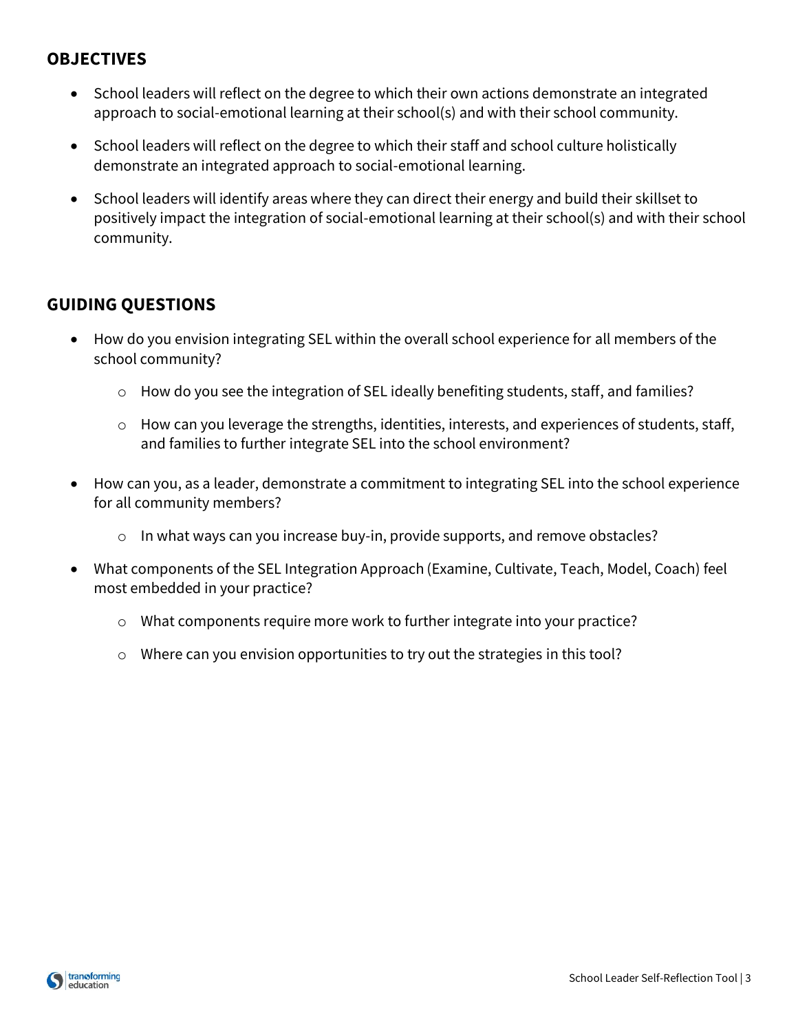## OBJECTIVES

- School leaders will reflect on the degree to which their own actions demonstrate an integrated approach to social-emotional learning at their school(s) and with their school community.
- School leaders will reflect on the degree to which their staff and school culture holistically demonstrate an integrated approach to social-emotional learning.
- School leaders will identify areas where they can direct their energy and build their skillset to positively impact the integration of social-emotional learning at their school(s) and with their school community.

## GUIDING QUESTIONS

- How do you envision integrating SEL within the overall school experience for all members of the school community?
    - How do you see the integration of SEL ideally benefiting students, staff, and families?
    - How can you leverage the strengths, identities, interests, and experiences of students, staff, and families to further integrate SEL into the school environment?
- How can you, as a leader, demonstrate a commitment to integrating SEL into the school experience for all community members?
    - In what ways can you increase buy-in, provide supports, and remove obstacles?
- What components of the SEL Integration Approach (Examine, Cultivate, Teach, Model, Coach) feel most embedded in your practice?
    - What components require more work to further integrate into your practice?
    - Where can you envision opportunities to try out the strategies in this tool?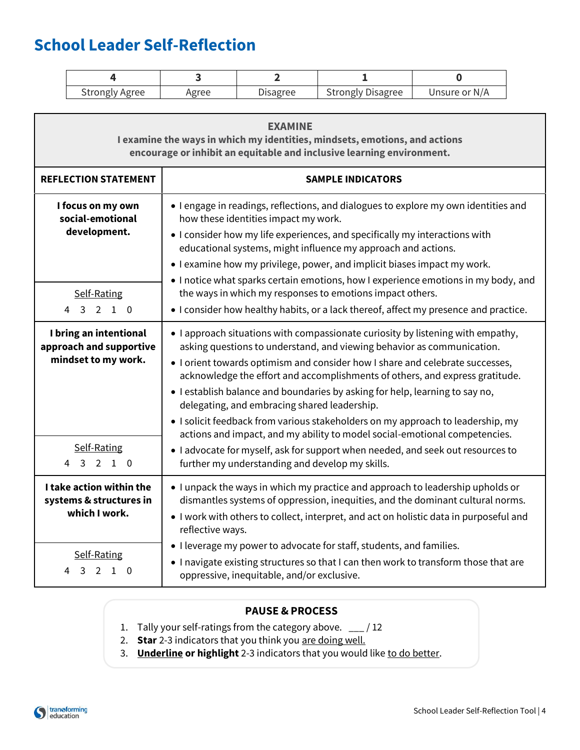# School Leader Self-Reflection

| 4 | 3 | 2 | 1 | 0 |
|---|---|---|---|---|
| Strongly Agree | Agree | Disagree | Strongly Disagree | Unsure or N/A |

**EXAMINE**
**I examine the ways in which my identities, mindsets, emotions, and actions encourage or inhibit an equitable and inclusive learning environment.**

| REFLECTION STATEMENT | SAMPLE INDICATORS |
|---|---|
| **I focus on my own social-emotional development.**<br><br>Self-Rating<br>4 3 2 1 0 | • I engage in readings, reflections, and dialogues to explore my own identities and how these identities impact my work.<br>• I consider how my life experiences, and specifically my interactions with educational systems, might influence my approach and actions.<br>• I examine how my privilege, power, and implicit biases impact my work.<br>• I notice what sparks certain emotions, how I experience emotions in my body, and the ways in which my responses to emotions impact others.<br>• I consider how healthy habits, or a lack thereof, affect my presence and practice. |
| **I bring an intentional approach and supportive mindset to my work.**<br><br>Self-Rating<br>4 3 2 1 0 | • I approach situations with compassionate curiosity by listening with empathy, asking questions to understand, and viewing behavior as communication.<br>• I orient towards optimism and consider how I share and celebrate successes, acknowledge the effort and accomplishments of others, and express gratitude.<br>• I establish balance and boundaries by asking for help, learning to say no, delegating, and embracing shared leadership.<br>• I solicit feedback from various stakeholders on my approach to leadership, my actions and impact, and my ability to model social-emotional competencies.<br>• I advocate for myself, ask for support when needed, and seek out resources to further my understanding and develop my skills. |
| **I take action within the systems & structures in which I work.**<br><br>Self-Rating<br>4 3 2 1 0 | • I unpack the ways in which my practice and approach to leadership upholds or dismantles systems of oppression, inequities, and the dominant cultural norms.<br>• I work with others to collect, interpret, and act on holistic data in purposeful and reflective ways.<br>• I leverage my power to advocate for staff, students, and families.<br>• I navigate existing structures so that I can then work to transform those that are oppressive, inequitable, and/or exclusive. |

**PAUSE & PROCESS**

1. Tally your self-ratings from the category above. ___ / 12
2. **Star** 2-3 indicators that you think you are doing well.
3. **Underline or highlight** 2-3 indicators that you would like to do better.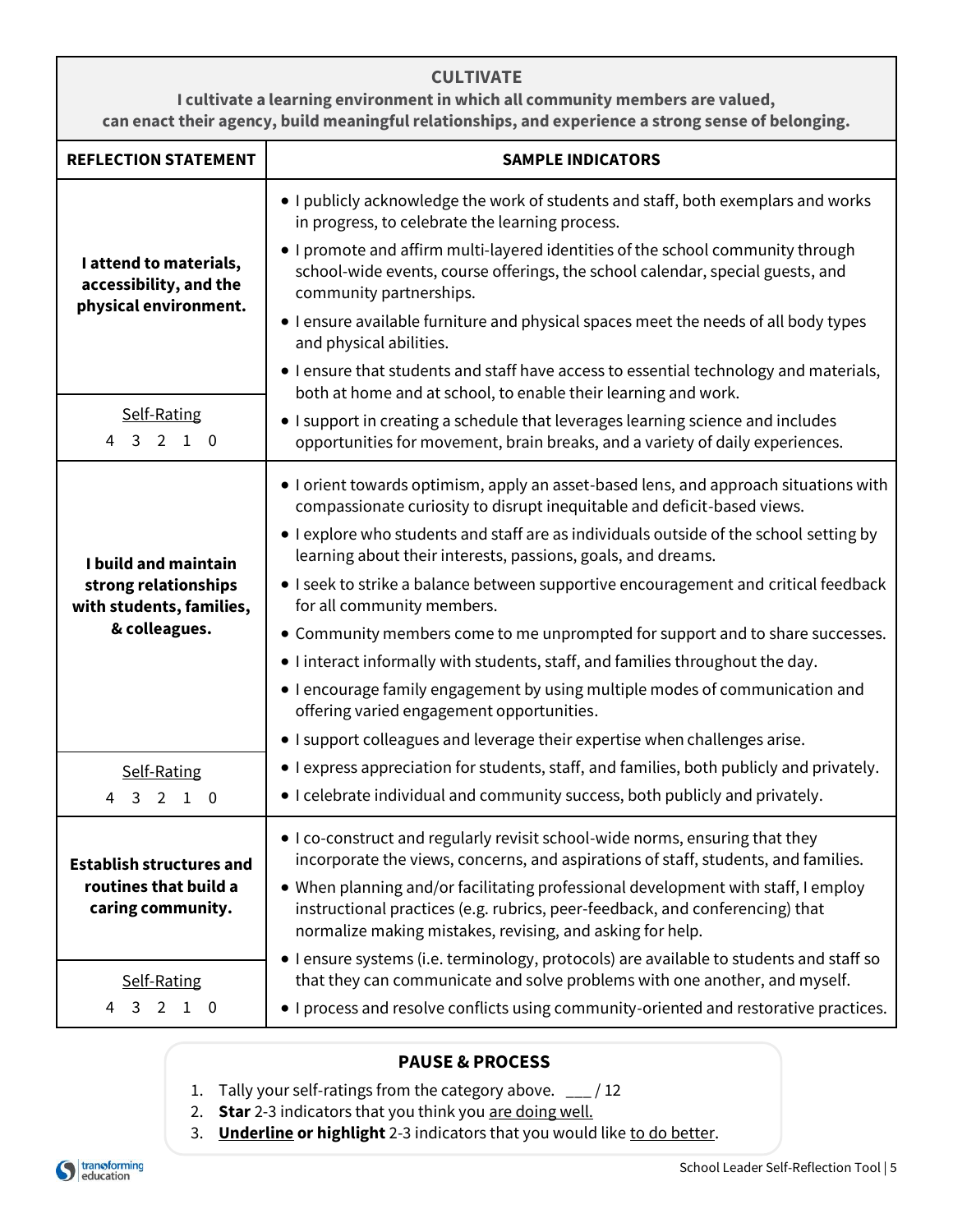| **CULTIVATE**<br>**I cultivate a learning environment in which all community members are valued, can enact their agency, build meaningful relationships, and experience a strong sense of belonging.** | |
|---|---|
| **REFLECTION STATEMENT** | **SAMPLE INDICATORS** |
| **I attend to materials, accessibility, and the physical environment.**<br><br>Self-Rating<br>4 3 2 1 0 | • I publicly acknowledge the work of students and staff, both exemplars and works in progress, to celebrate the learning process.<br>• I promote and affirm multi-layered identities of the school community through school-wide events, course offerings, the school calendar, special guests, and community partnerships.<br>• I ensure available furniture and physical spaces meet the needs of all body types and physical abilities.<br>• I ensure that students and staff have access to essential technology and materials, both at home and at school, to enable their learning and work.<br>• I support in creating a schedule that leverages learning science and includes opportunities for movement, brain breaks, and a variety of daily experiences. |
| **I build and maintain strong relationships with students, families, & colleagues.**<br><br>Self-Rating<br>4 3 2 1 0 | • I orient towards optimism, apply an asset-based lens, and approach situations with compassionate curiosity to disrupt inequitable and deficit-based views.<br>• I explore who students and staff are as individuals outside of the school setting by learning about their interests, passions, goals, and dreams.<br>• I seek to strike a balance between supportive encouragement and critical feedback for all community members.<br>• Community members come to me unprompted for support and to share successes.<br>• I interact informally with students, staff, and families throughout the day.<br>• I encourage family engagement by using multiple modes of communication and offering varied engagement opportunities.<br>• I support colleagues and leverage their expertise when challenges arise.<br>• I express appreciation for students, staff, and families, both publicly and privately.<br>• I celebrate individual and community success, both publicly and privately. |
| **Establish structures and routines that build a caring community.**<br><br>Self-Rating<br>4 3 2 1 0 | • I co-construct and regularly revisit school-wide norms, ensuring that they incorporate the views, concerns, and aspirations of staff, students, and families.<br>• When planning and/or facilitating professional development with staff, I employ instructional practices (e.g. rubrics, peer-feedback, and conferencing) that normalize making mistakes, revising, and asking for help.<br>• I ensure systems (i.e. terminology, protocols) are available to students and staff so that they can communicate and solve problems with one another, and myself.<br>• I process and resolve conflicts using community-oriented and restorative practices. |

### PAUSE & PROCESS

1. Tally your self-ratings from the category above. ___ / 12
2. **Star** 2-3 indicators that you think you are doing well.
3. **Underline or highlight** 2-3 indicators that you would like to do better.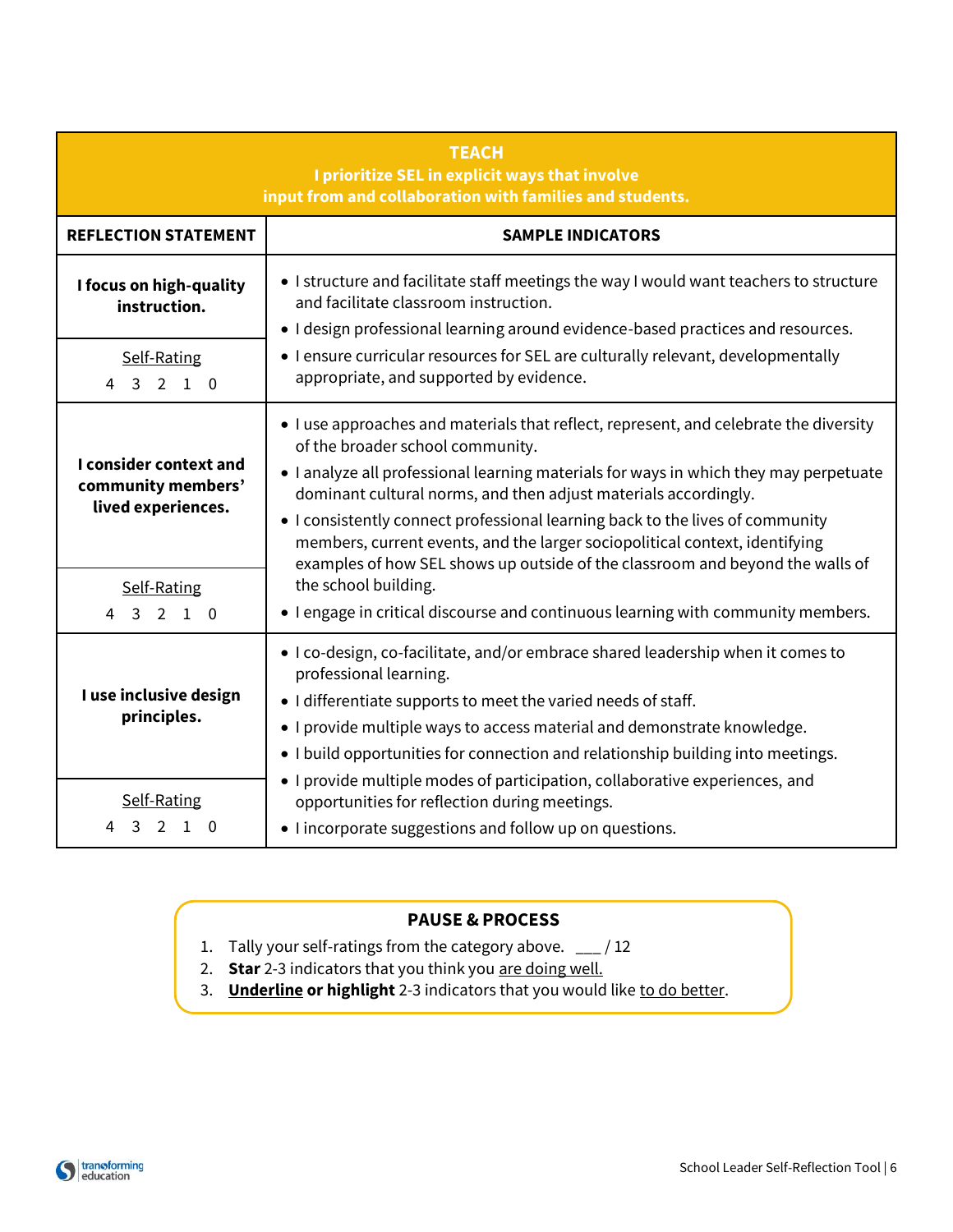| **TEACH**<br>**I prioritize SEL in explicit ways that involve input from and collaboration with families and students.** | |
|---|---|
| **REFLECTION STATEMENT** | **SAMPLE INDICATORS** |
| **I focus on high-quality instruction.**<br><br>Self-Rating<br>4 3 2 1 0 | • I structure and facilitate staff meetings the way I would want teachers to structure and facilitate classroom instruction.<br>• I design professional learning around evidence-based practices and resources.<br>• I ensure curricular resources for SEL are culturally relevant, developmentally appropriate, and supported by evidence. |
| **I consider context and community members' lived experiences.**<br><br>Self-Rating<br>4 3 2 1 0 | • I use approaches and materials that reflect, represent, and celebrate the diversity of the broader school community.<br>• I analyze all professional learning materials for ways in which they may perpetuate dominant cultural norms, and then adjust materials accordingly.<br>• I consistently connect professional learning back to the lives of community members, current events, and the larger sociopolitical context, identifying examples of how SEL shows up outside of the classroom and beyond the walls of the school building.<br>• I engage in critical discourse and continuous learning with community members. |
| **I use inclusive design principles.**<br><br>Self-Rating<br>4 3 2 1 0 | • I co-design, co-facilitate, and/or embrace shared leadership when it comes to professional learning.<br>• I differentiate supports to meet the varied needs of staff.<br>• I provide multiple ways to access material and demonstrate knowledge.<br>• I build opportunities for connection and relationship building into meetings.<br>• I provide multiple modes of participation, collaborative experiences, and opportunities for reflection during meetings.<br>• I incorporate suggestions and follow up on questions. |

**PAUSE & PROCESS**

1. Tally your self-ratings from the category above. ___ / 12
2. **Star** 2-3 indicators that you think you are doing well.
3. **Underline or highlight** 2-3 indicators that you would like to do better.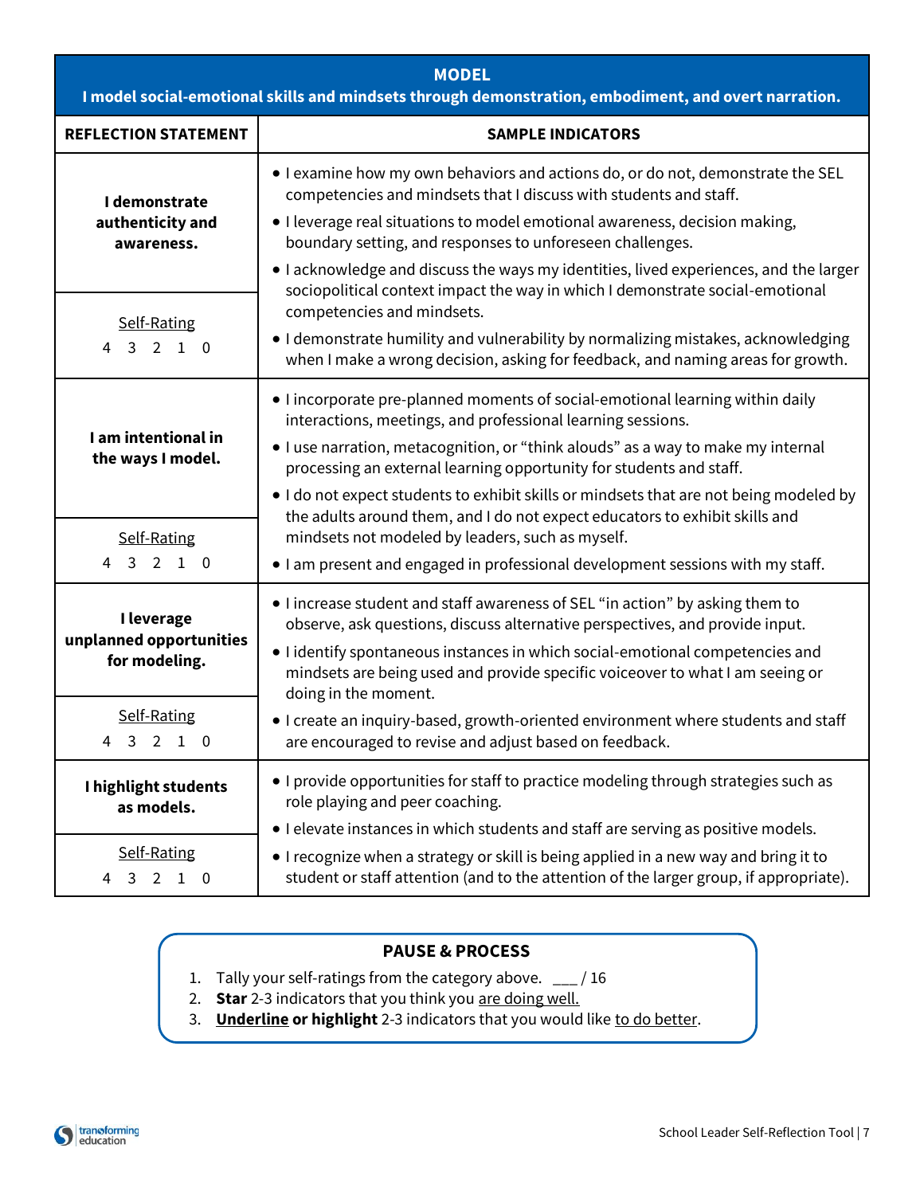## MODEL

**I model social-emotional skills and mindsets through demonstration, embodiment, and overt narration.**

| REFLECTION STATEMENT | SAMPLE INDICATORS |
|---|---|
| **I demonstrate authenticity and awareness.**<br><br>Self-Rating<br>4 3 2 1 0 | • I examine how my own behaviors and actions do, or do not, demonstrate the SEL competencies and mindsets that I discuss with students and staff.<br>• I leverage real situations to model emotional awareness, decision making, boundary setting, and responses to unforeseen challenges.<br>• I acknowledge and discuss the ways my identities, lived experiences, and the larger sociopolitical context impact the way in which I demonstrate social-emotional competencies and mindsets.<br>• I demonstrate humility and vulnerability by normalizing mistakes, acknowledging when I make a wrong decision, asking for feedback, and naming areas for growth. |
| **I am intentional in the ways I model.**<br><br>Self-Rating<br>4 3 2 1 0 | • I incorporate pre-planned moments of social-emotional learning within daily interactions, meetings, and professional learning sessions.<br>• I use narration, metacognition, or "think alouds" as a way to make my internal processing an external learning opportunity for students and staff.<br>• I do not expect students to exhibit skills or mindsets that are not being modeled by the adults around them, and I do not expect educators to exhibit skills and mindsets not modeled by leaders, such as myself.<br>• I am present and engaged in professional development sessions with my staff. |
| **I leverage unplanned opportunities for modeling.**<br><br>Self-Rating<br>4 3 2 1 0 | • I increase student and staff awareness of SEL "in action" by asking them to observe, ask questions, discuss alternative perspectives, and provide input.<br>• I identify spontaneous instances in which social-emotional competencies and mindsets are being used and provide specific voiceover to what I am seeing or doing in the moment.<br>• I create an inquiry-based, growth-oriented environment where students and staff are encouraged to revise and adjust based on feedback. |
| **I highlight students as models.**<br><br>Self-Rating<br>4 3 2 1 0 | • I provide opportunities for staff to practice modeling through strategies such as role playing and peer coaching.<br>• I elevate instances in which students and staff are serving as positive models.<br>• I recognize when a strategy or skill is being applied in a new way and bring it to student or staff attention (and to the attention of the larger group, if appropriate). |

### PAUSE & PROCESS

1. Tally your self-ratings from the category above. ___ / 16
2. **Star** 2-3 indicators that you think you are doing well.
3. **Underline or highlight** 2-3 indicators that you would like to do better.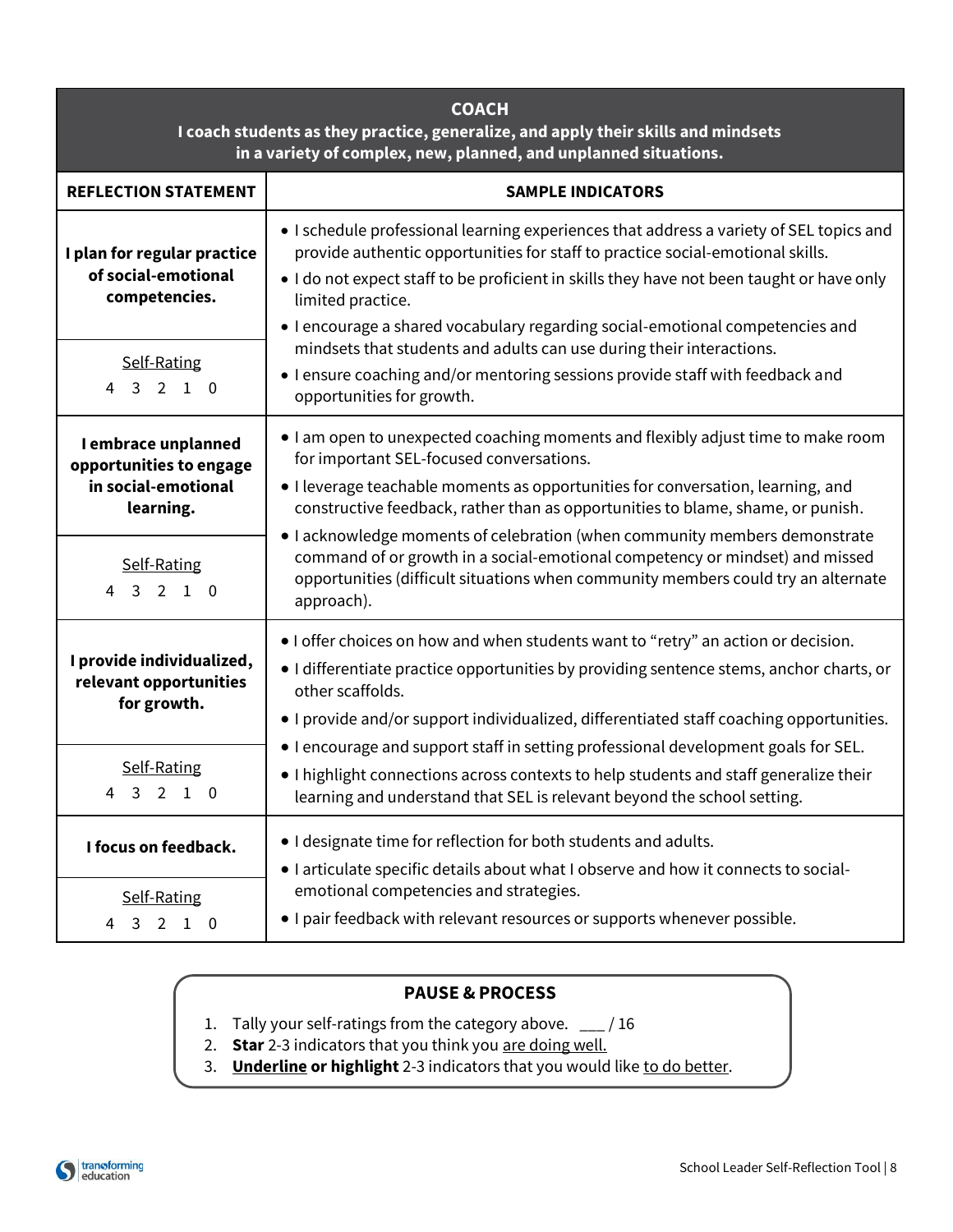## COACH

**I coach students as they practice, generalize, and apply their skills and mindsets in a variety of complex, new, planned, and unplanned situations.**

| REFLECTION STATEMENT | SAMPLE INDICATORS |
|---|---|
| **I plan for regular practice of social-emotional competencies.**<br><br>Self-Rating<br>4 3 2 1 0 | • I schedule professional learning experiences that address a variety of SEL topics and provide authentic opportunities for staff to practice social-emotional skills.<br>• I do not expect staff to be proficient in skills they have not been taught or have only limited practice.<br>• I encourage a shared vocabulary regarding social-emotional competencies and mindsets that students and adults can use during their interactions.<br>• I ensure coaching and/or mentoring sessions provide staff with feedback and opportunities for growth. |
| **I embrace unplanned opportunities to engage in social-emotional learning.**<br><br>Self-Rating<br>4 3 2 1 0 | • I am open to unexpected coaching moments and flexibly adjust time to make room for important SEL-focused conversations.<br>• I leverage teachable moments as opportunities for conversation, learning, and constructive feedback, rather than as opportunities to blame, shame, or punish.<br>• I acknowledge moments of celebration (when community members demonstrate command of or growth in a social-emotional competency or mindset) and missed opportunities (difficult situations when community members could try an alternate approach). |
| **I provide individualized, relevant opportunities for growth.**<br><br>Self-Rating<br>4 3 2 1 0 | • I offer choices on how and when students want to "retry" an action or decision.<br>• I differentiate practice opportunities by providing sentence stems, anchor charts, or other scaffolds.<br>• I provide and/or support individualized, differentiated staff coaching opportunities.<br>• I encourage and support staff in setting professional development goals for SEL.<br>• I highlight connections across contexts to help students and staff generalize their learning and understand that SEL is relevant beyond the school setting. |
| **I focus on feedback.**<br><br>Self-Rating<br>4 3 2 1 0 | • I designate time for reflection for both students and adults.<br>• I articulate specific details about what I observe and how it connects to social-emotional competencies and strategies.<br>• I pair feedback with relevant resources or supports whenever possible. |

**PAUSE & PROCESS**

1. Tally your self-ratings from the category above. ___ / 16
2. **Star** 2-3 indicators that you think you are doing well.
3. **Underline or highlight** 2-3 indicators that you would like to do better.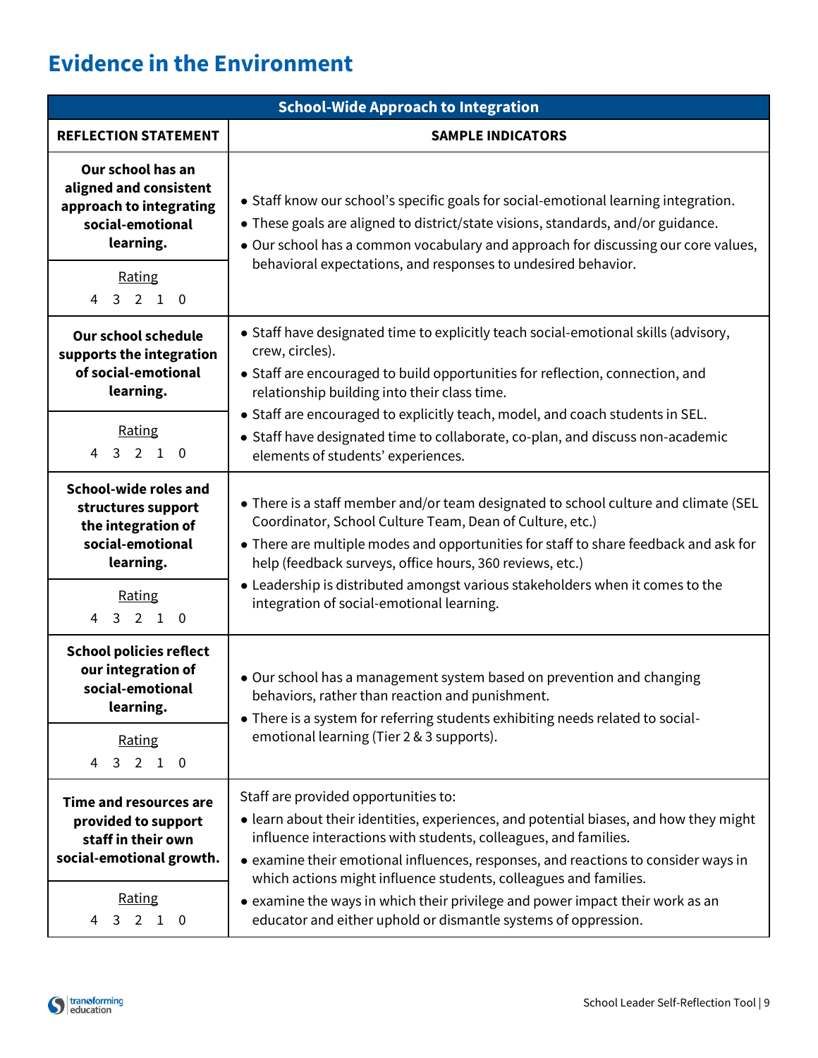## Evidence in the Environment

| School-Wide Approach to Integration | |
|---|---|
| **REFLECTION STATEMENT** | **SAMPLE INDICATORS** |
| **Our school has an aligned and consistent approach to integrating social-emotional learning.**<br><br>Rating<br>4 3 2 1 0 | • Staff know our school's specific goals for social-emotional learning integration.<br>• These goals are aligned to district/state visions, standards, and/or guidance.<br>• Our school has a common vocabulary and approach for discussing our core values, behavioral expectations, and responses to undesired behavior. |
| **Our school schedule supports the integration of social-emotional learning.**<br><br>Rating<br>4 3 2 1 0 | • Staff have designated time to explicitly teach social-emotional skills (advisory, crew, circles).<br>• Staff are encouraged to build opportunities for reflection, connection, and relationship building into their class time.<br>• Staff are encouraged to explicitly teach, model, and coach students in SEL.<br>• Staff have designated time to collaborate, co-plan, and discuss non-academic elements of students' experiences. |
| **School-wide roles and structures support the integration of social-emotional learning.**<br><br>Rating<br>4 3 2 1 0 | • There is a staff member and/or team designated to school culture and climate (SEL Coordinator, School Culture Team, Dean of Culture, etc.)<br>• There are multiple modes and opportunities for staff to share feedback and ask for help (feedback surveys, office hours, 360 reviews, etc.)<br>• Leadership is distributed amongst various stakeholders when it comes to the integration of social-emotional learning. |
| **School policies reflect our integration of social-emotional learning.**<br><br>Rating<br>4 3 2 1 0 | • Our school has a management system based on prevention and changing behaviors, rather than reaction and punishment.<br>• There is a system for referring students exhibiting needs related to social-emotional learning (Tier 2 & 3 supports). |
| **Time and resources are provided to support staff in their own social-emotional growth.**<br><br>Rating<br>4 3 2 1 0 | Staff are provided opportunities to:<br>• learn about their identities, experiences, and potential biases, and how they might influence interactions with students, colleagues, and families.<br>• examine their emotional influences, responses, and reactions to consider ways in which actions might influence students, colleagues and families.<br>• examine the ways in which their privilege and power impact their work as an educator and either uphold or dismantle systems of oppression. |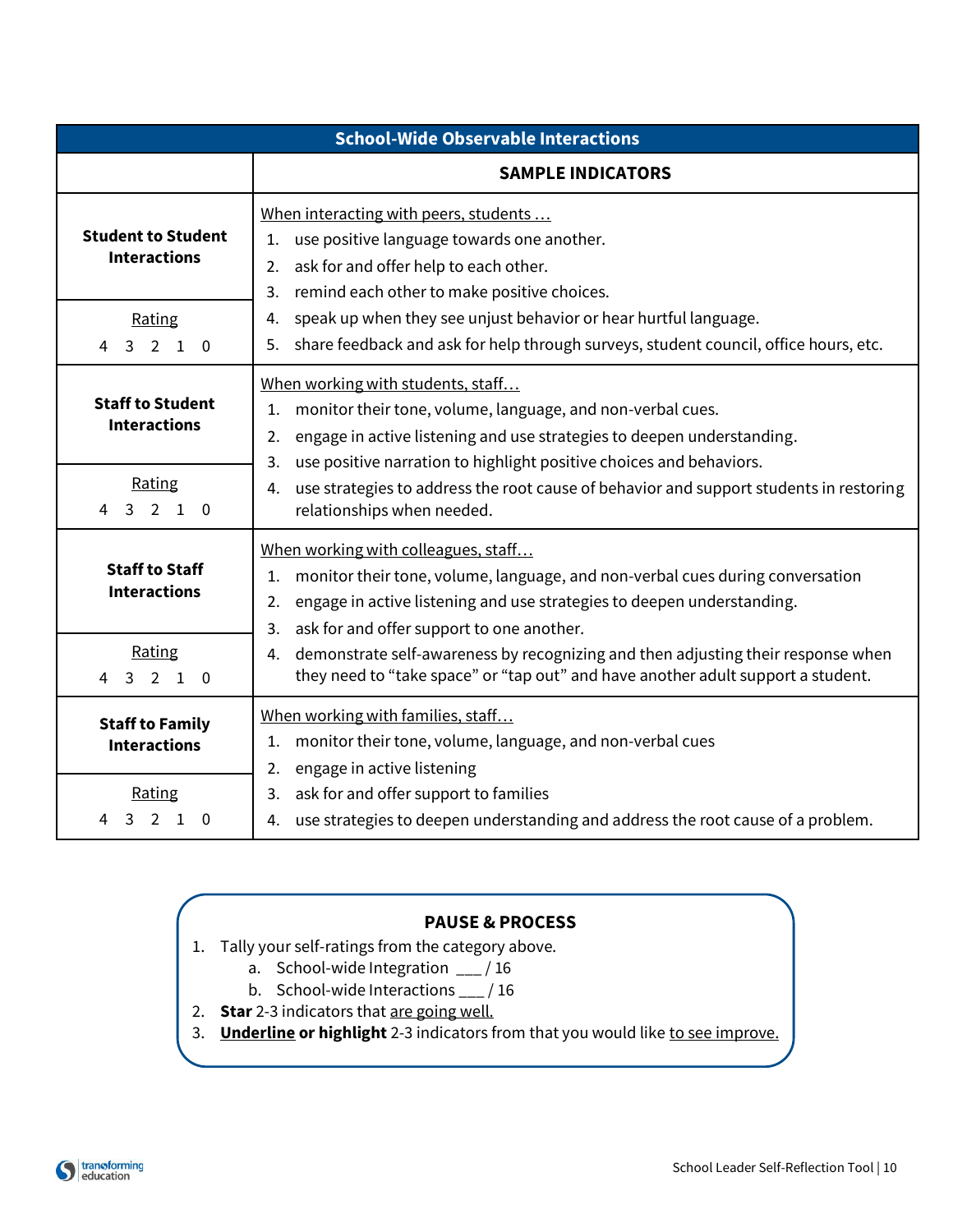| School-Wide Observable Interactions | |
|---|---|
| | **SAMPLE INDICATORS** |
| **Student to Student Interactions**<br><br>Rating<br>4 3 2 1 0 | When interacting with peers, students …<br>1. use positive language towards one another.<br>2. ask for and offer help to each other.<br>3. remind each other to make positive choices.<br>4. speak up when they see unjust behavior or hear hurtful language.<br>5. share feedback and ask for help through surveys, student council, office hours, etc. |
| **Staff to Student Interactions**<br><br>Rating<br>4 3 2 1 0 | When working with students, staff…<br>1. monitor their tone, volume, language, and non-verbal cues.<br>2. engage in active listening and use strategies to deepen understanding.<br>3. use positive narration to highlight positive choices and behaviors.<br>4. use strategies to address the root cause of behavior and support students in restoring relationships when needed. |
| **Staff to Staff Interactions**<br><br>Rating<br>4 3 2 1 0 | When working with colleagues, staff…<br>1. monitor their tone, volume, language, and non-verbal cues during conversation<br>2. engage in active listening and use strategies to deepen understanding.<br>3. ask for and offer support to one another.<br>4. demonstrate self-awareness by recognizing and then adjusting their response when they need to "take space" or "tap out" and have another adult support a student. |
| **Staff to Family Interactions**<br><br>Rating<br>4 3 2 1 0 | When working with families, staff…<br>1. monitor their tone, volume, language, and non-verbal cues<br>2. engage in active listening<br>3. ask for and offer support to families<br>4. use strategies to deepen understanding and address the root cause of a problem. |

**PAUSE & PROCESS**

1. Tally your self-ratings from the category above.
   a. School-wide Integration ___ / 16
   b. School-wide Interactions ___ / 16
2. **Star** 2-3 indicators that are going well.
3. **Underline or highlight** 2-3 indicators from that you would like to see improve.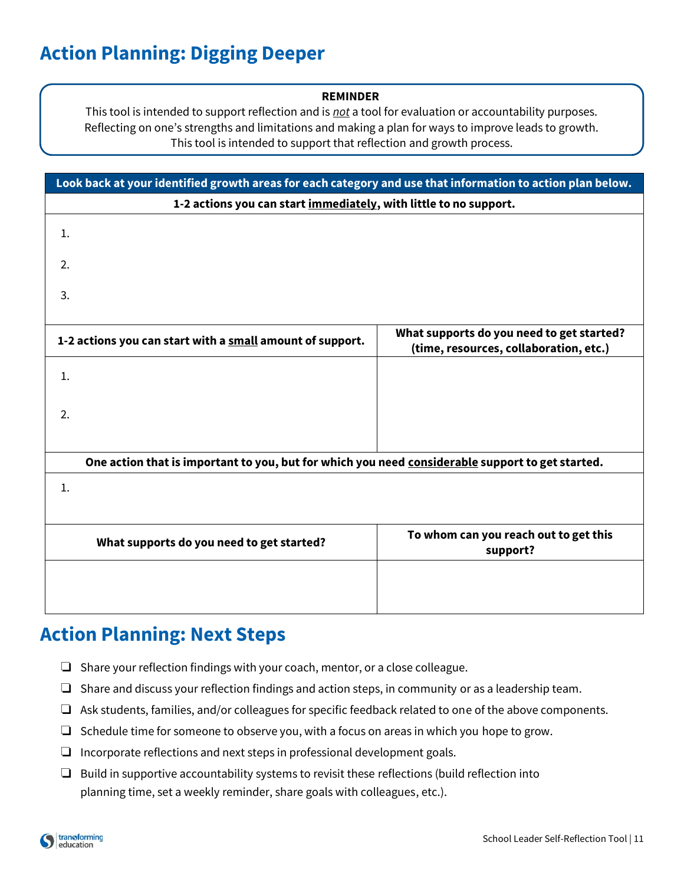## Action Planning: Digging Deeper

**REMINDER**

This tool is intended to support reflection and is *not* a tool for evaluation or accountability purposes. Reflecting on one's strengths and limitations and making a plan for ways to improve leads to growth. This tool is intended to support that reflection and growth process.

| Look back at your identified growth areas for each category and use that information to action plan below. | |
|---|---|
| **1-2 actions you can start <u>immediately</u>, with little to no support.** | |
| 1.<br>2.<br>3. | |
| **1-2 actions you can start with a <u>small</u> amount of support.** | **What supports do you need to get started? (time, resources, collaboration, etc.)** |
| 1.<br>2. | |
| **One action that is important to you, but for which you need <u>considerable</u> support to get started.** | |
| 1. | |
| **What supports do you need to get started?** | **To whom can you reach out to get this support?** |
| | |

## Action Planning: Next Steps

- ❑ Share your reflection findings with your coach, mentor, or a close colleague.
- ❑ Share and discuss your reflection findings and action steps, in community or as a leadership team.
- ❑ Ask students, families, and/or colleagues for specific feedback related to one of the above components.
- ❑ Schedule time for someone to observe you, with a focus on areas in which you hope to grow.
- ❑ Incorporate reflections and next steps in professional development goals.
- ❑ Build in supportive accountability systems to revisit these reflections (build reflection into planning time, set a weekly reminder, share goals with colleagues, etc.).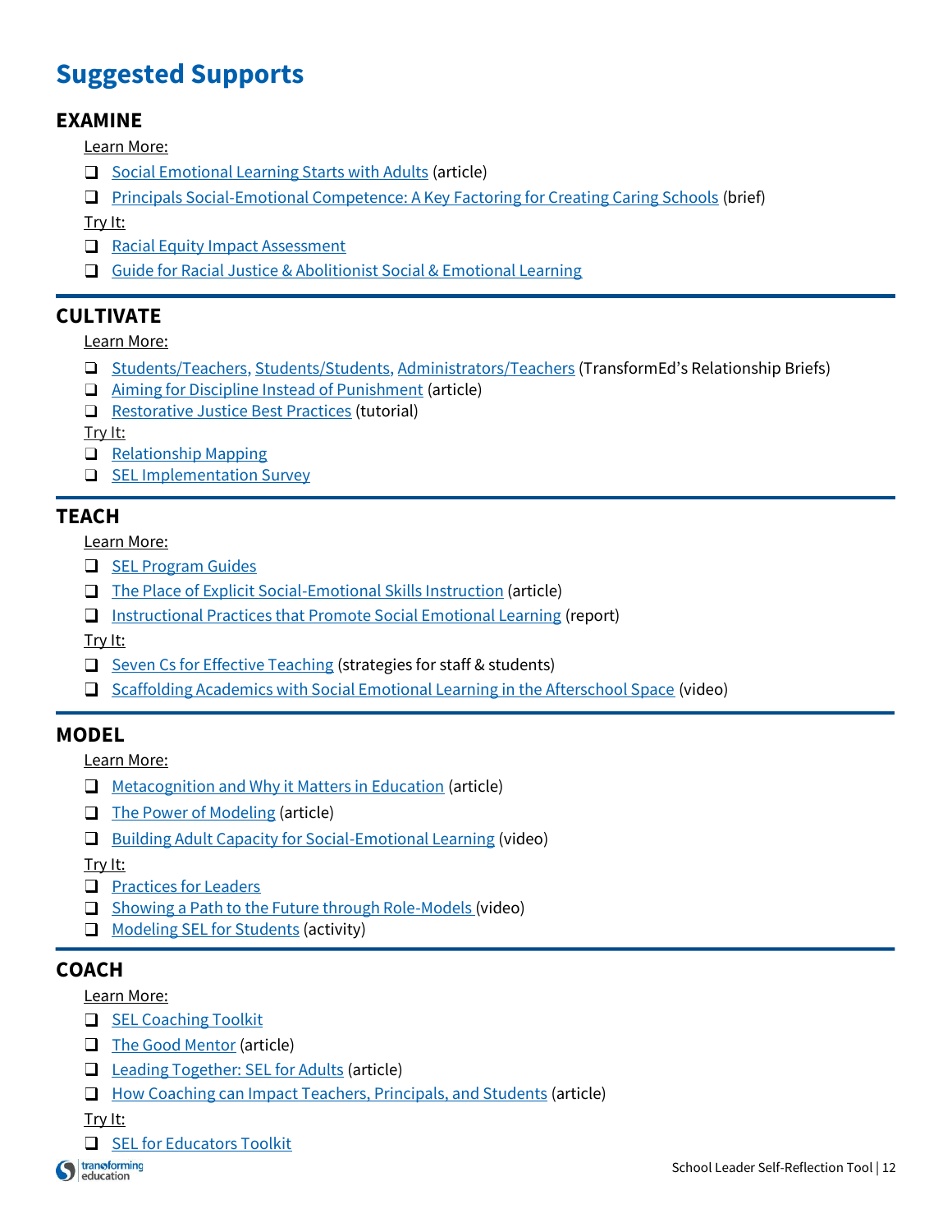# Suggested Supports

## EXAMINE

Learn More:

- ❑ Social Emotional Learning Starts with Adults (article)
- ❑ Principals Social-Emotional Competence: A Key Factoring for Creating Caring Schools (brief)

Try It:

- ❑ Racial Equity Impact Assessment
- ❑ Guide for Racial Justice & Abolitionist Social & Emotional Learning

## CULTIVATE

Learn More:

- ❑ Students/Teachers, Students/Students, Administrators/Teachers (TransformEd's Relationship Briefs)
- ❑ Aiming for Discipline Instead of Punishment (article)
- ❑ Restorative Justice Best Practices (tutorial)

Try It:

- ❑ Relationship Mapping
- ❑ SEL Implementation Survey

## TEACH

Learn More:

- ❑ SEL Program Guides
- ❑ The Place of Explicit Social-Emotional Skills Instruction (article)
- ❑ Instructional Practices that Promote Social Emotional Learning (report)

Try It:

- ❑ Seven Cs for Effective Teaching (strategies for staff & students)
- ❑ Scaffolding Academics with Social Emotional Learning in the Afterschool Space (video)

## MODEL

Learn More:

- ❑ Metacognition and Why it Matters in Education (article)
- ❑ The Power of Modeling (article)
- ❑ Building Adult Capacity for Social-Emotional Learning (video)

Try It:

- ❑ Practices for Leaders
- ❑ Showing a Path to the Future through Role-Models (video)
- ❑ Modeling SEL for Students (activity)

## COACH

Learn More:

- ❑ SEL Coaching Toolkit
- ❑ The Good Mentor (article)
- ❑ Leading Together: SEL for Adults (article)
- ❑ How Coaching can Impact Teachers, Principals, and Students (article)

Try It:

- ❑ SEL for Educators Toolkit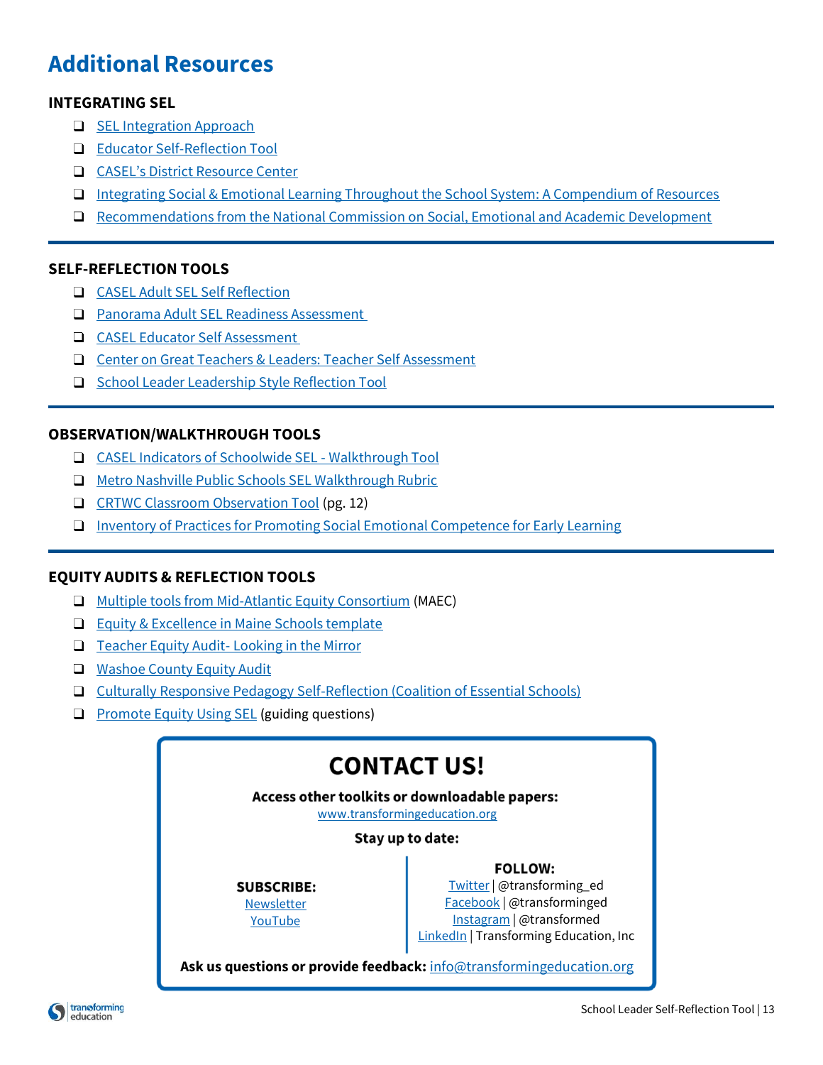# Additional Resources

## INTEGRATING SEL

- SEL Integration Approach
- Educator Self-Reflection Tool
- CASEL's District Resource Center
- Integrating Social & Emotional Learning Throughout the School System: A Compendium of Resources
- Recommendations from the National Commission on Social, Emotional and Academic Development

## SELF-REFLECTION TOOLS

- CASEL Adult SEL Self Reflection
- Panorama Adult SEL Readiness Assessment
- CASEL Educator Self Assessment
- Center on Great Teachers & Leaders: Teacher Self Assessment
- School Leader Leadership Style Reflection Tool

## OBSERVATION/WALKTHROUGH TOOLS

- CASEL Indicators of Schoolwide SEL - Walkthrough Tool
- Metro Nashville Public Schools SEL Walkthrough Rubric
- CRTWC Classroom Observation Tool (pg. 12)
- Inventory of Practices for Promoting Social Emotional Competence for Early Learning

## EQUITY AUDITS & REFLECTION TOOLS

- Multiple tools from Mid-Atlantic Equity Consortium (MAEC)
- Equity & Excellence in Maine Schools template
- Teacher Equity Audit- Looking in the Mirror
- Washoe County Equity Audit
- Culturally Responsive Pedagogy Self-Reflection (Coalition of Essential Schools)
- Promote Equity Using SEL (guiding questions)

## CONTACT US!

**Access other toolkits or downloadable papers:**
www.transformingeducation.org

**Stay up to date:**

**SUBSCRIBE:**
Newsletter
YouTube

**FOLLOW:**
Twitter | @transforming_ed
Facebook | @transforminged
Instagram | @transformed
LinkedIn | Transforming Education, Inc

**Ask us questions or provide feedback:** info@transformingeducation.org